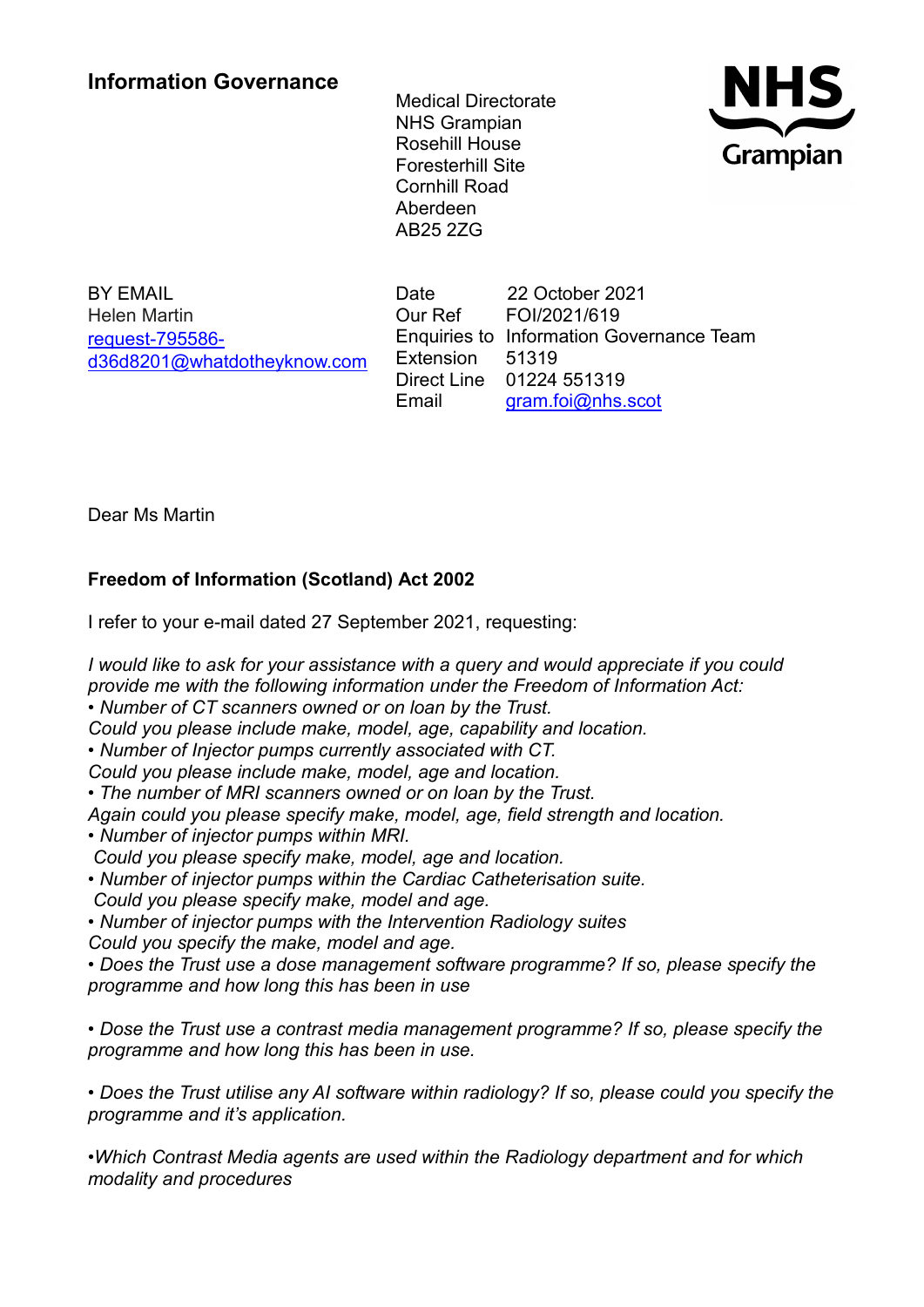## Information Governance

Medical Directorate
NHS Grampian
Rosehill House
Foresterhill Site
Cornhill Road
Aberdeen
AB25 2ZG

NHS Grampian

BY EMAIL
Helen Martin
request-795586-d36d8201@whatdotheyknow.com

| | |
|---|---|
| Date | 22 October 2021 |
| Our Ref | FOI/2021/619 |
| Enquiries to | Information Governance Team |
| Extension | 51319 |
| Direct Line | 01224 551319 |
| Email | gram.foi@nhs.scot |

Dear Ms Martin

**Freedom of Information (Scotland) Act 2002**

I refer to your e-mail dated 27 September 2021, requesting:

*I would like to ask for your assistance with a query and would appreciate if you could provide me with the following information under the Freedom of Information Act:*
*• Number of CT scanners owned or on loan by the Trust.*
*Could you please include make, model, age, capability and location.*
*• Number of Injector pumps currently associated with CT.*
*Could you please include make, model, age and location.*
*• The number of MRI scanners owned or on loan by the Trust.*
*Again could you please specify make, model, age, field strength and location.*
*• Number of injector pumps within MRI.*
*Could you please specify make, model, age and location.*
*• Number of injector pumps within the Cardiac Catheterisation suite.*
*Could you please specify make, model and age.*
*• Number of injector pumps with the Intervention Radiology suites*
*Could you specify the make, model and age.*
*• Does the Trust use a dose management software programme? If so, please specify the programme and how long this has been in use*

*• Dose the Trust use a contrast media management programme? If so, please specify the programme and how long this has been in use.*

*• Does the Trust utilise any AI software within radiology? If so, please could you specify the programme and it's application.*

*•Which Contrast Media agents are used within the Radiology department and for which modality and procedures*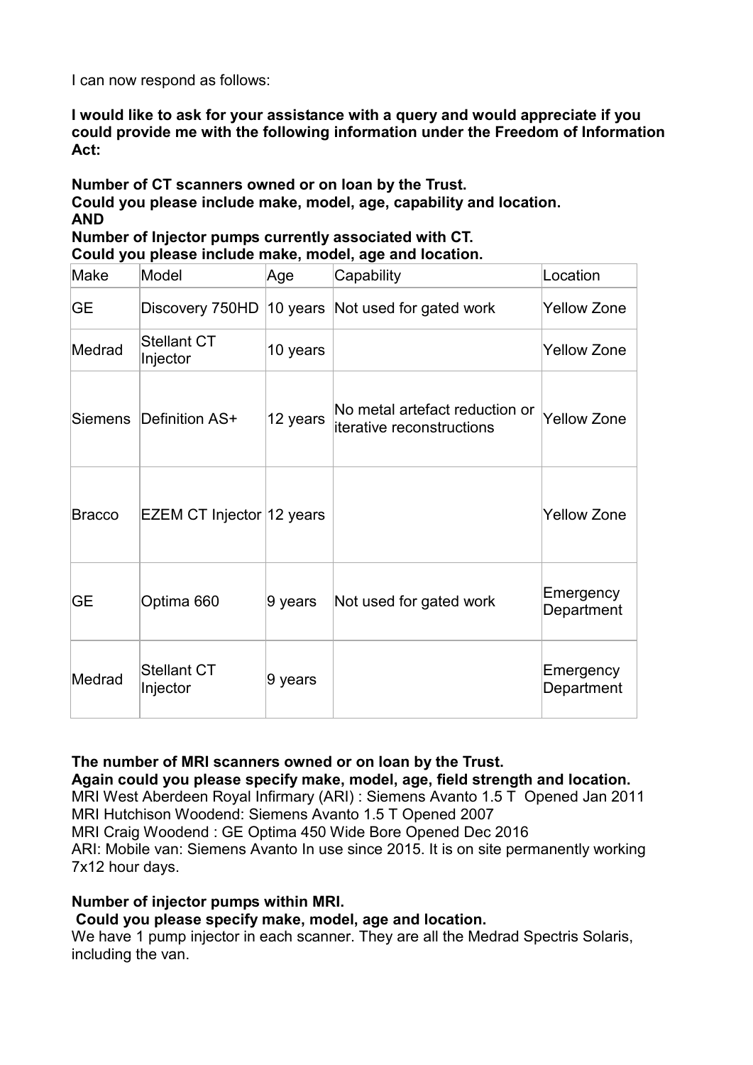I can now respond as follows:

**I would like to ask for your assistance with a query and would appreciate if you could provide me with the following information under the Freedom of Information Act:**

**Number of CT scanners owned or on loan by the Trust.**
**Could you please include make, model, age, capability and location.**
**AND**
**Number of Injector pumps currently associated with CT.**
**Could you please include make, model, age and location.**

| Make | Model | Age | Capability | Location |
|---|---|---|---|---|
| GE | Discovery 750HD | 10 years | Not used for gated work | Yellow Zone |
| Medrad | Stellant CT Injector | 10 years | | Yellow Zone |
| Siemens | Definition AS+ | 12 years | No metal artefact reduction or iterative reconstructions | Yellow Zone |
| Bracco | EZEM CT Injector | 12 years | | Yellow Zone |
| GE | Optima 660 | 9 years | Not used for gated work | Emergency Department |
| Medrad | Stellant CT Injector | 9 years | | Emergency Department |

**The number of MRI scanners owned or on loan by the Trust.**
**Again could you please specify make, model, age, field strength and location.**
MRI West Aberdeen Royal Infirmary (ARI) : Siemens Avanto 1.5 T Opened Jan 2011
MRI Hutchison Woodend: Siemens Avanto 1.5 T Opened 2007
MRI Craig Woodend : GE Optima 450 Wide Bore Opened Dec 2016
ARI: Mobile van: Siemens Avanto In use since 2015. It is on site permanently working 7x12 hour days.

**Number of injector pumps within MRI.**
**Could you please specify make, model, age and location.**
We have 1 pump injector in each scanner. They are all the Medrad Spectris Solaris, including the van.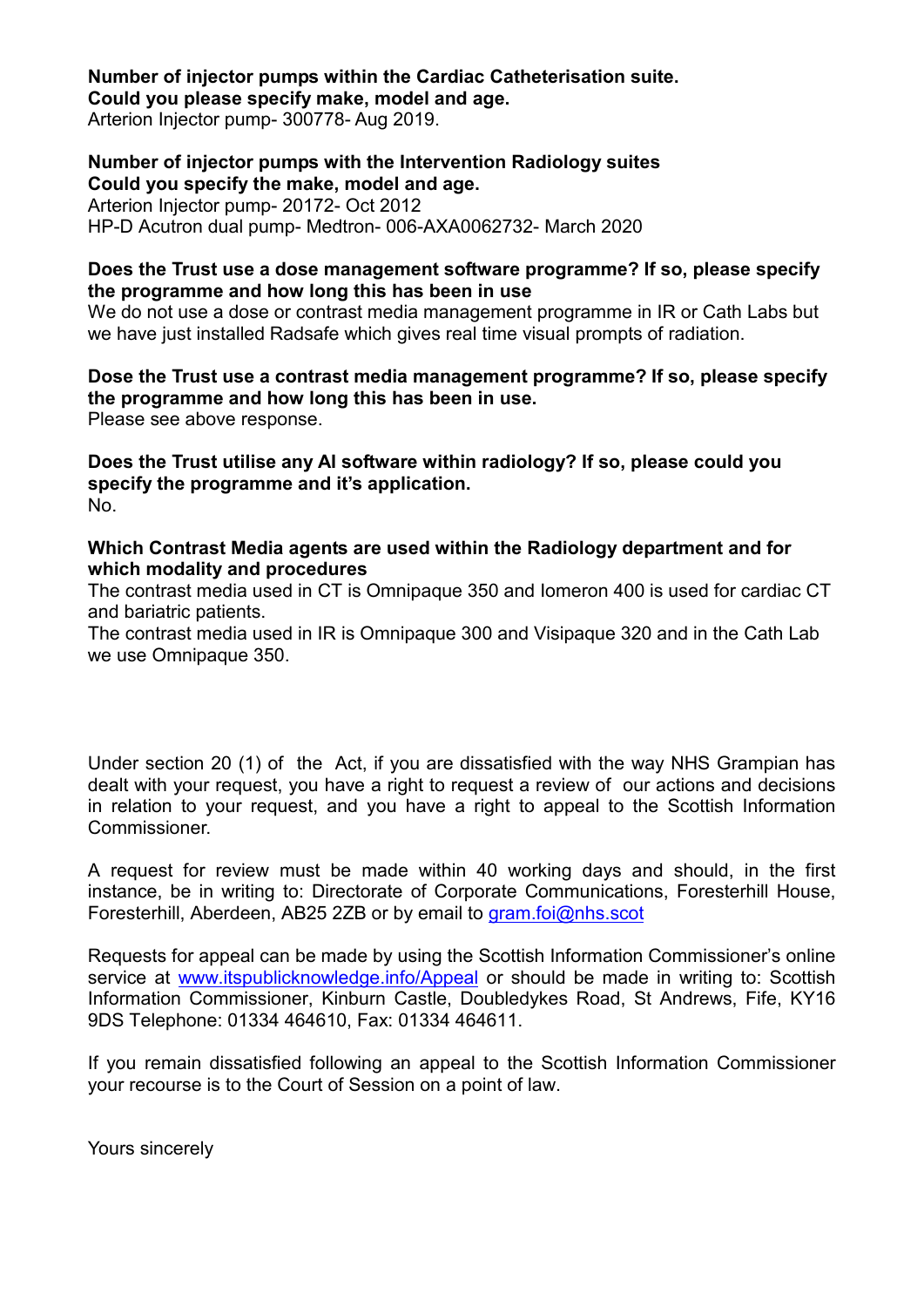**Number of injector pumps within the Cardiac Catheterisation suite.**
**Could you please specify make, model and age.**
Arterion Injector pump- 300778- Aug 2019.

**Number of injector pumps with the Intervention Radiology suites**
**Could you specify the make, model and age.**
Arterion Injector pump- 20172- Oct 2012
HP-D Acutron dual pump- Medtron- 006-AXA0062732- March 2020

**Does the Trust use a dose management software programme? If so, please specify the programme and how long this has been in use**
We do not use a dose or contrast media management programme in IR or Cath Labs but we have just installed Radsafe which gives real time visual prompts of radiation.

**Dose the Trust use a contrast media management programme? If so, please specify the programme and how long this has been in use.**
Please see above response.

**Does the Trust utilise any AI software within radiology? If so, please could you specify the programme and it's application.**
No.

**Which Contrast Media agents are used within the Radiology department and for which modality and procedures**
The contrast media used in CT is Omnipaque 350 and Iomeron 400 is used for cardiac CT and bariatric patients.
The contrast media used in IR is Omnipaque 300 and Visipaque 320 and in the Cath Lab we use Omnipaque 350.

Under section 20 (1) of the Act, if you are dissatisfied with the way NHS Grampian has dealt with your request, you have a right to request a review of our actions and decisions in relation to your request, and you have a right to appeal to the Scottish Information Commissioner.

A request for review must be made within 40 working days and should, in the first instance, be in writing to: Directorate of Corporate Communications, Foresterhill House, Foresterhill, Aberdeen, AB25 2ZB or by email to gram.foi@nhs.scot

Requests for appeal can be made by using the Scottish Information Commissioner's online service at www.itspublicknowledge.info/Appeal or should be made in writing to: Scottish Information Commissioner, Kinburn Castle, Doubledykes Road, St Andrews, Fife, KY16 9DS Telephone: 01334 464610, Fax: 01334 464611.

If you remain dissatisfied following an appeal to the Scottish Information Commissioner your recourse is to the Court of Session on a point of law.

Yours sincerely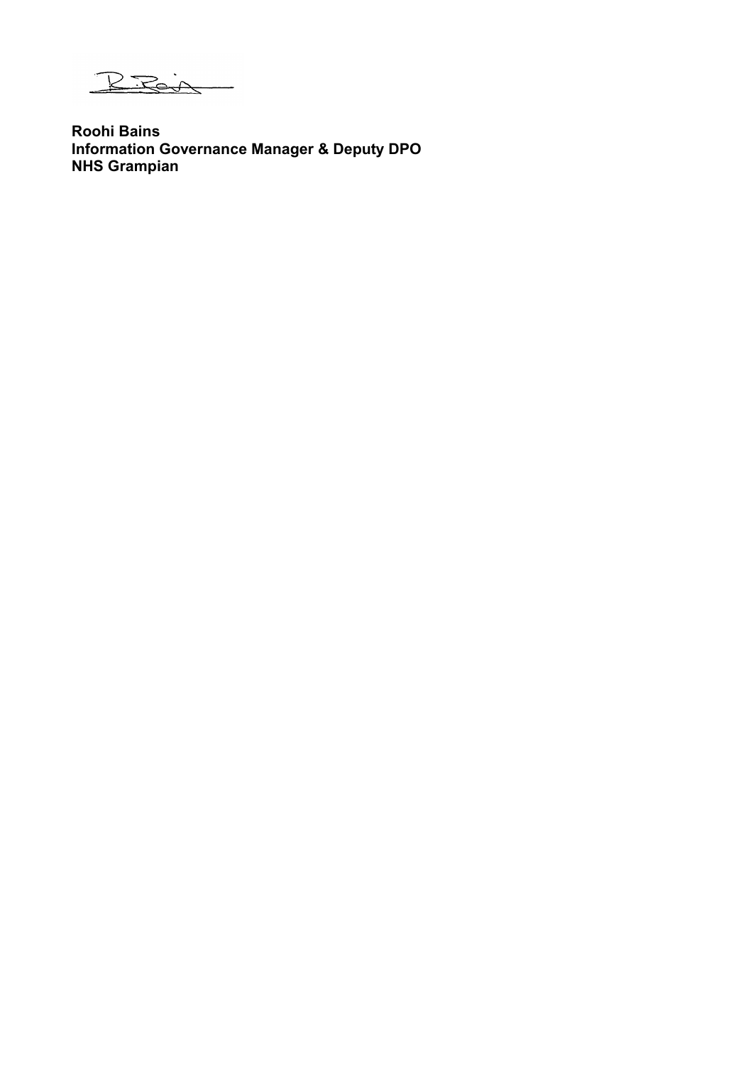**Roohi Bains**
**Information Governance Manager & Deputy DPO**
**NHS Grampian**